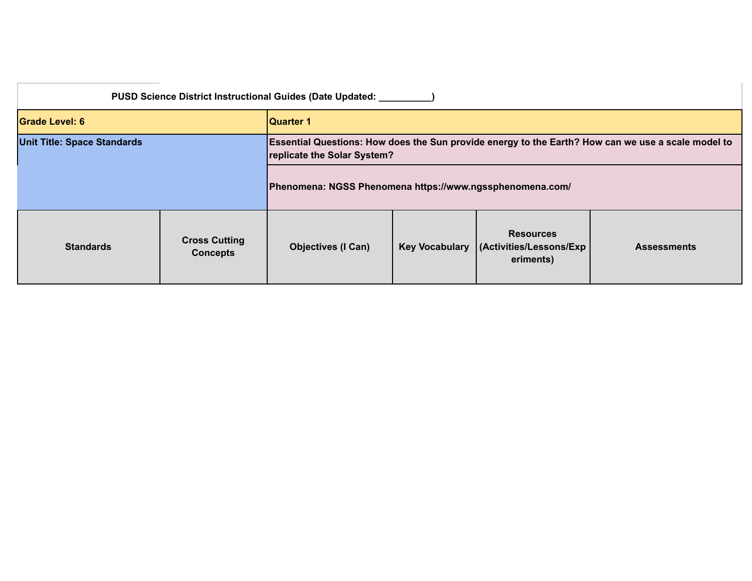**PUSD Science District Instructional Guides (Date Updated: __________)**

| **Grade Level: 6** | | **Quarter 1** | | | |
|---|---|---|---|---|---|
| **Unit Title: Space Standards** | | **Essential Questions: How does the Sun provide energy to the Earth? How can we use a scale model to replicate the Solar System?** | | | |
| | | **Phenomena: NGSS Phenomena https://www.ngssphenomena.com/** | | | |
| **Standards** | **Cross Cutting Concepts** | **Objectives (I Can)** | **Key Vocabulary** | **Resources (Activities/Lessons/Experiments)** | **Assessments** |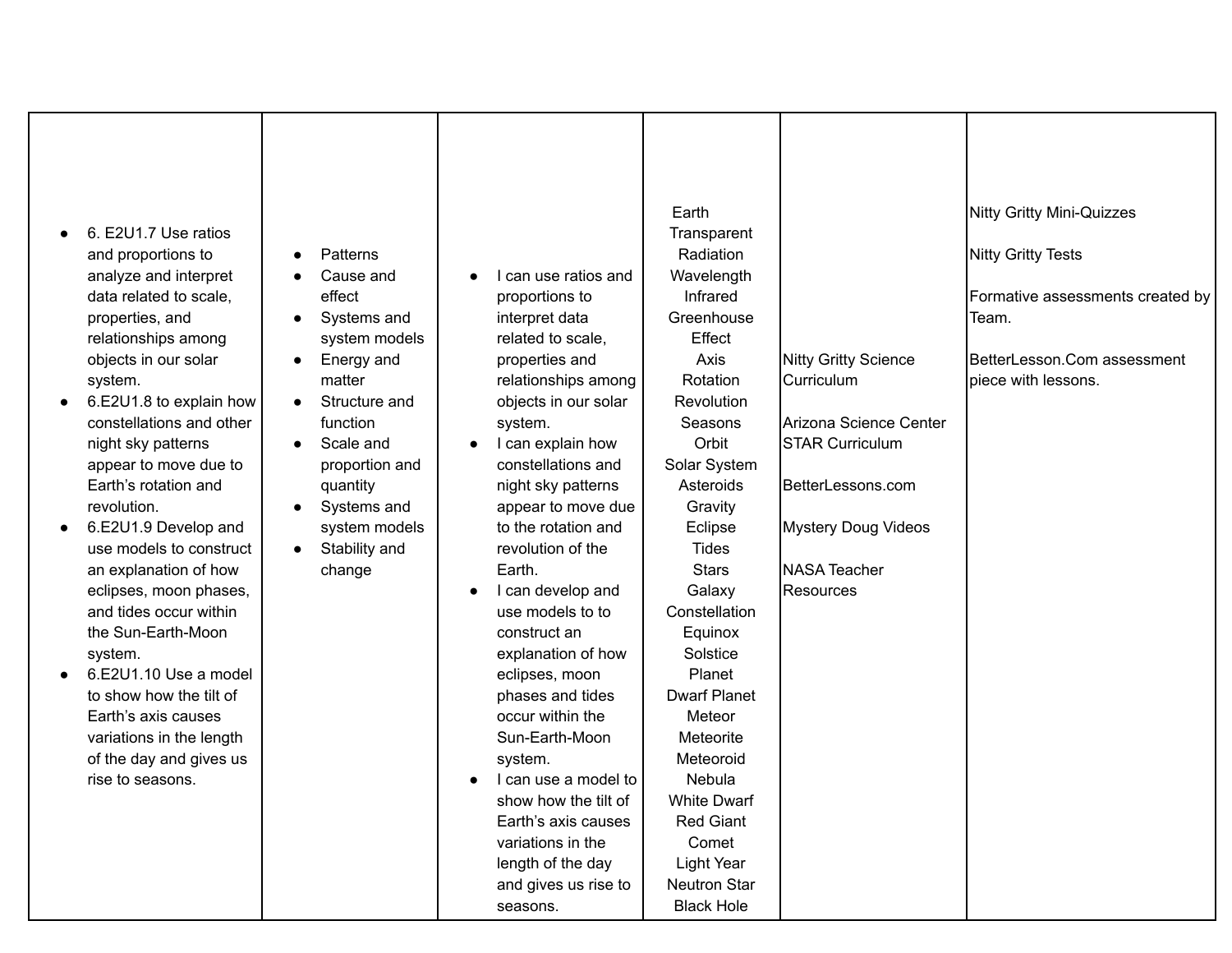| | | | | | |
|---|---|---|---|---|---|
| • 6. E2U1.7 Use ratios and proportions to analyze and interpret data related to scale, properties, and relationships among objects in our solar system.<br>• 6.E2U1.8 to explain how constellations and other night sky patterns appear to move due to Earth's rotation and revolution.<br>• 6.E2U1.9 Develop and use models to construct an explanation of how eclipses, moon phases, and tides occur within the Sun-Earth-Moon system.<br>• 6.E2U1.10 Use a model to show how the tilt of Earth's axis causes variations in the length of the day and gives us rise to seasons. | • Patterns<br>• Cause and effect<br>• Systems and system models<br>• Energy and matter<br>• Structure and function<br>• Scale and proportion and quantity<br>• Systems and system models<br>• Stability and change | • I can use ratios and proportions to interpret data related to scale, properties and relationships among objects in our solar system.<br>• I can explain how constellations and night sky patterns appear to move due to the rotation and revolution of the Earth.<br>• I can develop and use models to to construct an explanation of how eclipses, moon phases and tides occur within the Sun-Earth-Moon system.<br>• I can use a model to show how the tilt of Earth's axis causes variations in the length of the day and gives us rise to seasons. | Earth<br>Transparent<br>Radiation<br>Wavelength<br>Infrared<br>Greenhouse Effect<br>Axis<br>Rotation<br>Revolution<br>Seasons<br>Orbit<br>Solar System<br>Asteroids<br>Gravity<br>Eclipse<br>Tides<br>Stars<br>Galaxy<br>Constellation<br>Equinox<br>Solstice<br>Planet<br>Dwarf Planet<br>Meteor<br>Meteorite<br>Meteoroid<br>Nebula<br>White Dwarf<br>Red Giant<br>Comet<br>Light Year<br>Neutron Star<br>Black Hole | Nitty Gritty Science Curriculum<br><br>Arizona Science Center STAR Curriculum<br><br>BetterLessons.com<br><br>Mystery Doug Videos<br><br>NASA Teacher Resources | Nitty Gritty Mini-Quizzes<br><br>Nitty Gritty Tests<br><br>Formative assessments created by Team.<br><br>BetterLesson.Com assessment piece with lessons. |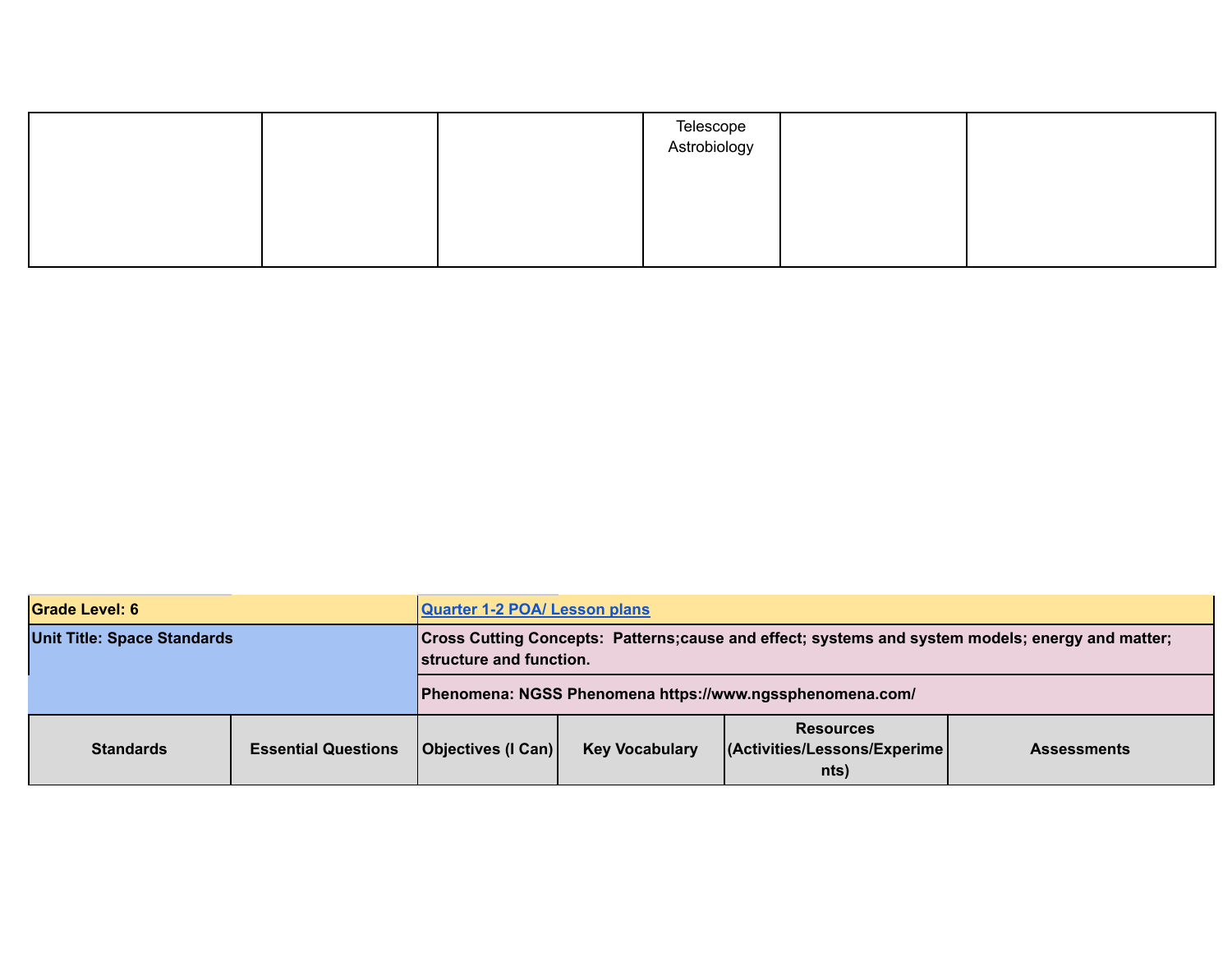|  |  |  | Telescope<br>Astrobiology |  |  |
|---|---|---|---|---|---|

| Grade Level: 6 | | Quarter 1-2 POA/ Lesson plans | | | |
|---|---|---|---|---|---|
| **Unit Title: Space Standards** | | **Cross Cutting Concepts:** Patterns;cause and effect; systems and system models; energy and matter; structure and function. | | | |
| | | **Phenomena:** NGSS Phenomena https://www.ngssphenomena.com/ | | | |
| **Standards** | **Essential Questions** | **Objectives (I Can)** | **Key Vocabulary** | **Resources (Activities/Lessons/Experiments)** | **Assessments** |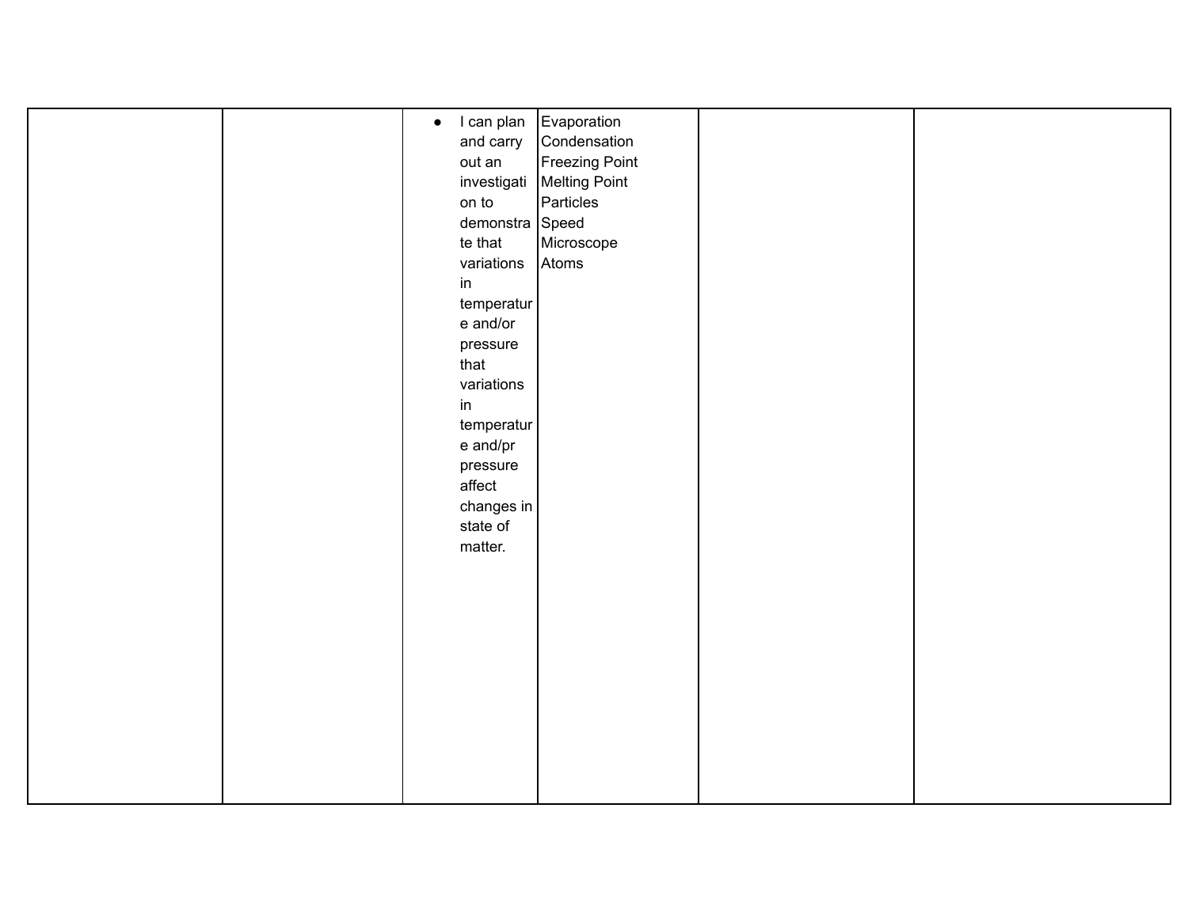|  |  |  |  |  |  |
|---|---|---|---|---|---|
|  |  | • I can plan and carry out an investigation to demonstrate that variations in temperature and/or pressure that variations in temperature and/pr pressure affect changes in state of matter. | Evaporation<br>Condensation<br>Freezing Point<br>Melting Point<br>Particles<br>Speed<br>Microscope<br>Atoms |  |  |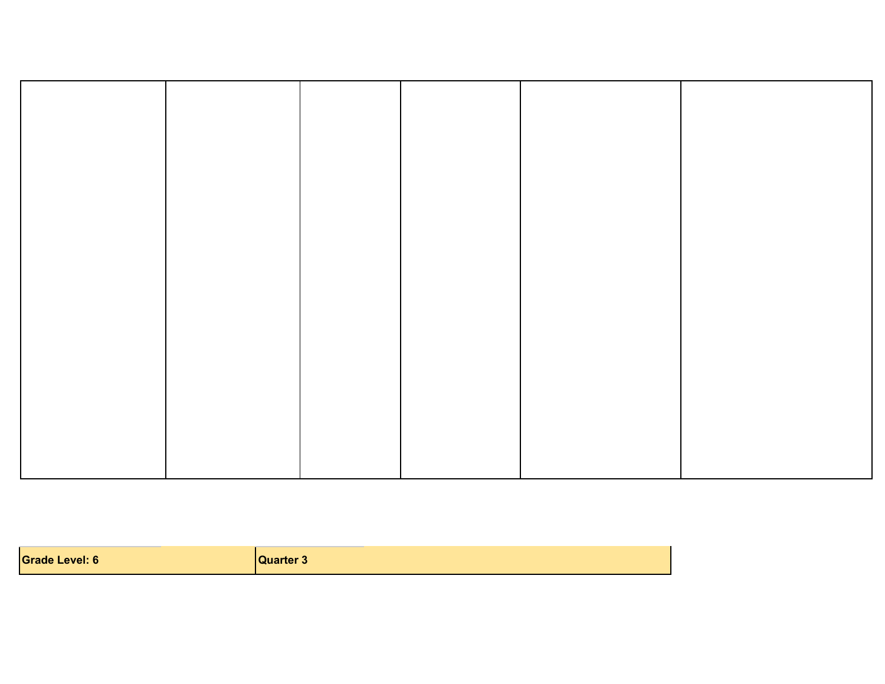| | | | | | |
|---|---|---|---|---|---|
| | | | | | |

| Grade Level: 6 | Quarter 3 |
|---|---|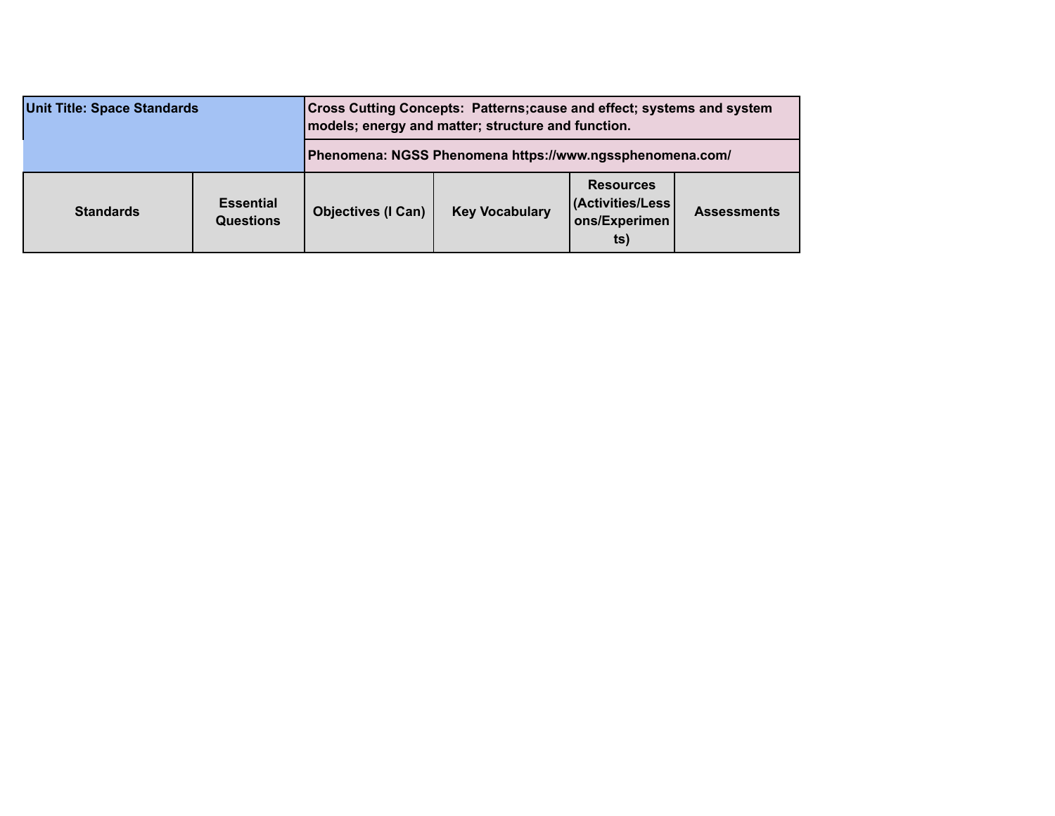| Unit Title: Space Standards | | Cross Cutting Concepts: Patterns;cause and effect; systems and system models; energy and matter; structure and function. | | | |
|---|---|---|---|---|---|
| | | Phenomena: NGSS Phenomena https://www.ngssphenomena.com/ | | | |
| **Standards** | **Essential Questions** | **Objectives (I Can)** | **Key Vocabulary** | **Resources (Activities/Lessons/Experiments)** | **Assessments** |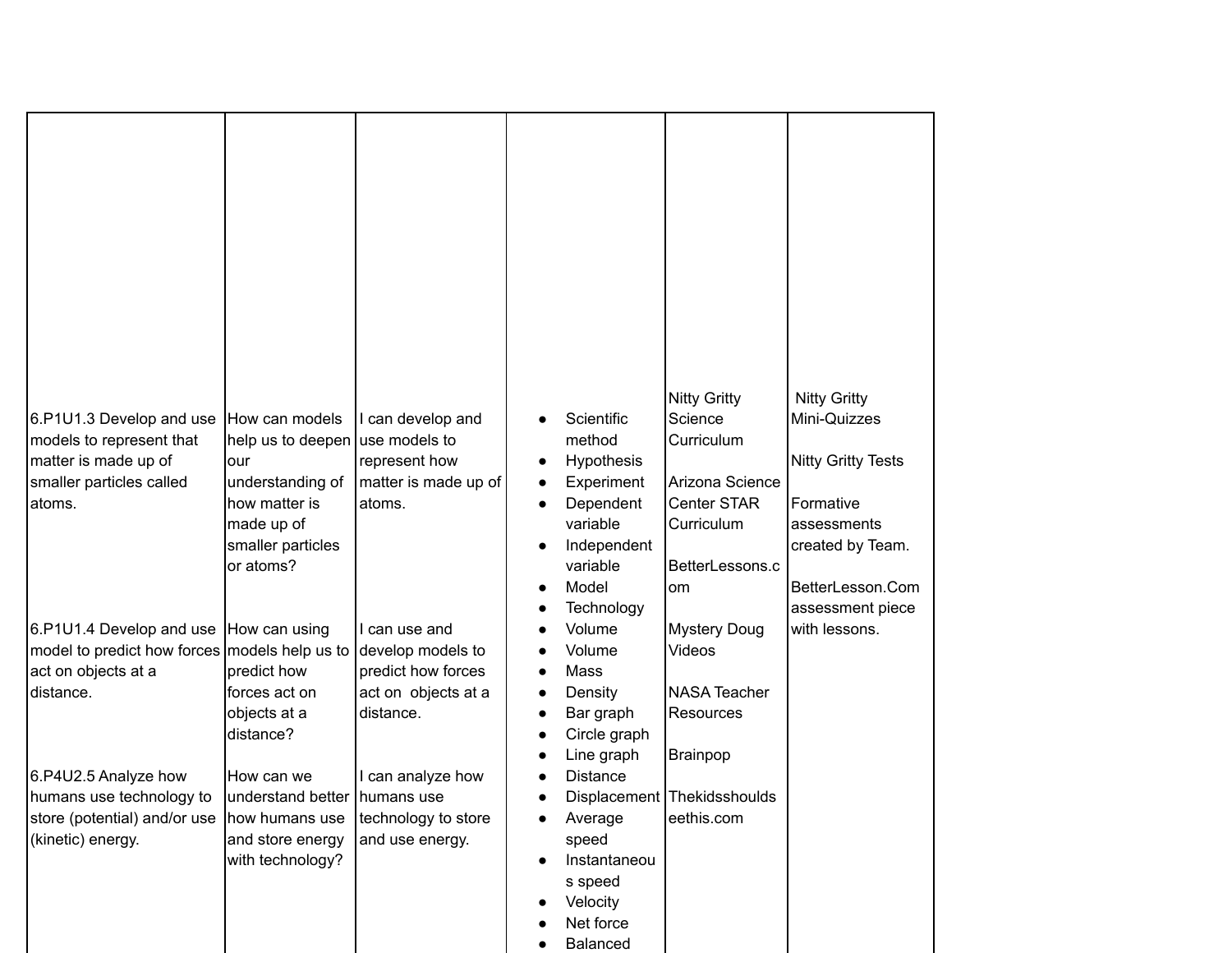| | | | | | |
|---|---|---|---|---|---|
| 6.P1U1.3 Develop and use models to represent that matter is made up of smaller particles called atoms.<br><br>6.P1U1.4 Develop and use model to predict how forces act on objects at a distance.<br><br>6.P4U2.5 Analyze how humans use technology to store (potential) and/or use (kinetic) energy. | How can models help us to deepen our understanding of how matter is made up of smaller particles or atoms?<br><br>How can using models help us to predict how forces act on objects at a distance?<br><br>How can we understand better how humans use and store energy with technology? | I can develop and use models to represent how matter is made up of atoms.<br><br>I can use and develop models to predict how forces act on objects at a distance.<br><br>I can analyze how humans use technology to store and use energy. | • Scientific method<br>• Hypothesis<br>• Experiment<br>• Dependent variable<br>• Independent variable<br>• Model<br>• Technology<br>• Volume<br>• Volume<br>• Mass<br>• Density<br>• Bar graph<br>• Circle graph<br>• Line graph<br>• Distance<br>• Displacement<br>• Average speed<br>• Instantaneous speed<br>• Velocity<br>• Net force<br>• Balanced | Nitty Gritty Science Curriculum<br><br>Arizona Science Center STAR Curriculum<br><br>BetterLessons.com<br><br>Mystery Doug Videos<br><br>NASA Teacher Resources<br><br>Brainpop<br><br>Thekidsshouldseethis.com | Nitty Gritty Mini-Quizzes<br><br>Nitty Gritty Tests<br><br>Formative assessments created by Team.<br><br>BetterLesson.Com assessment piece with lessons. |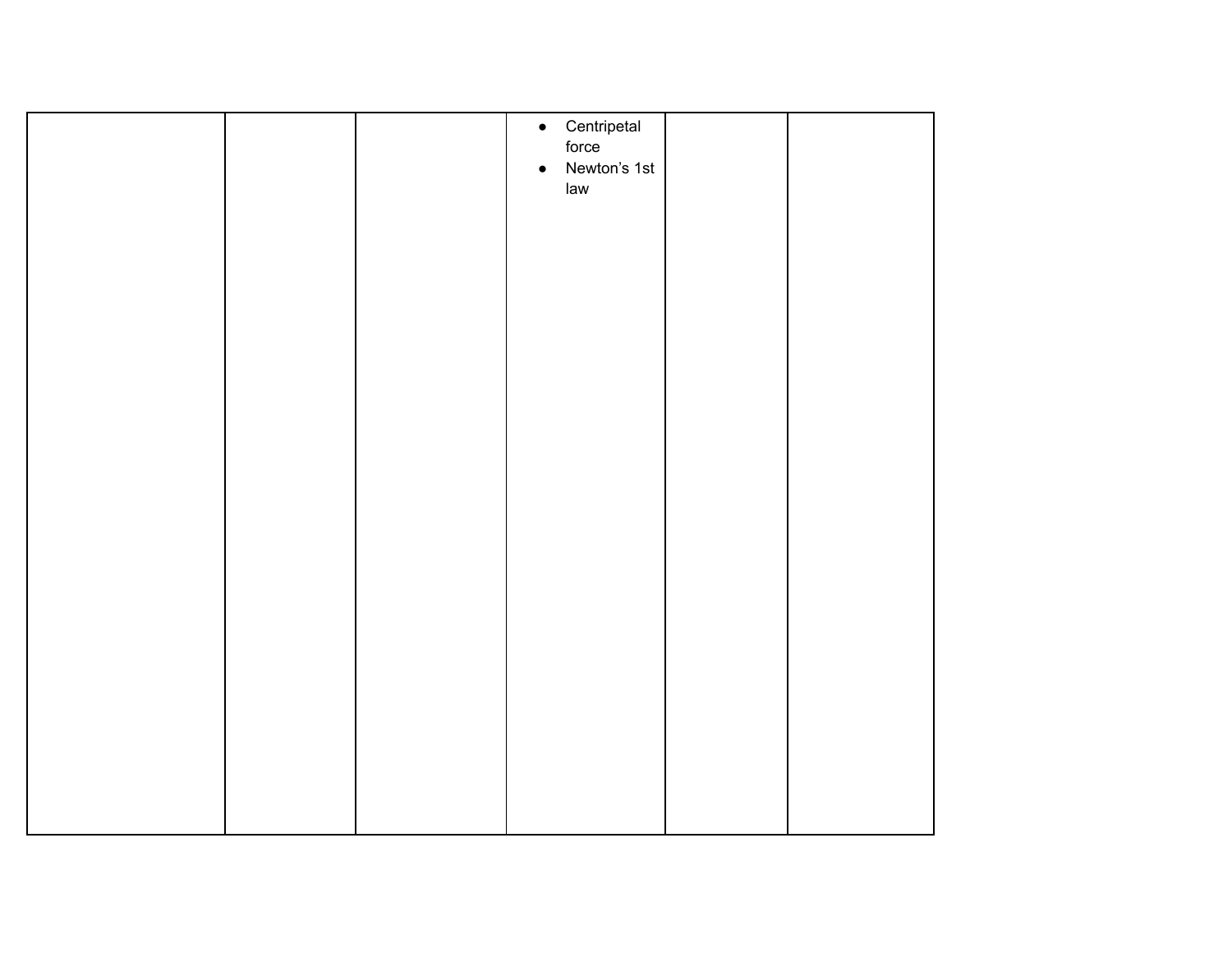| | | | | | |
|---|---|---|---|---|---|
| | | | <ul><li>Centripetal force</li><li>Newton's 1st law</li></ul> | | |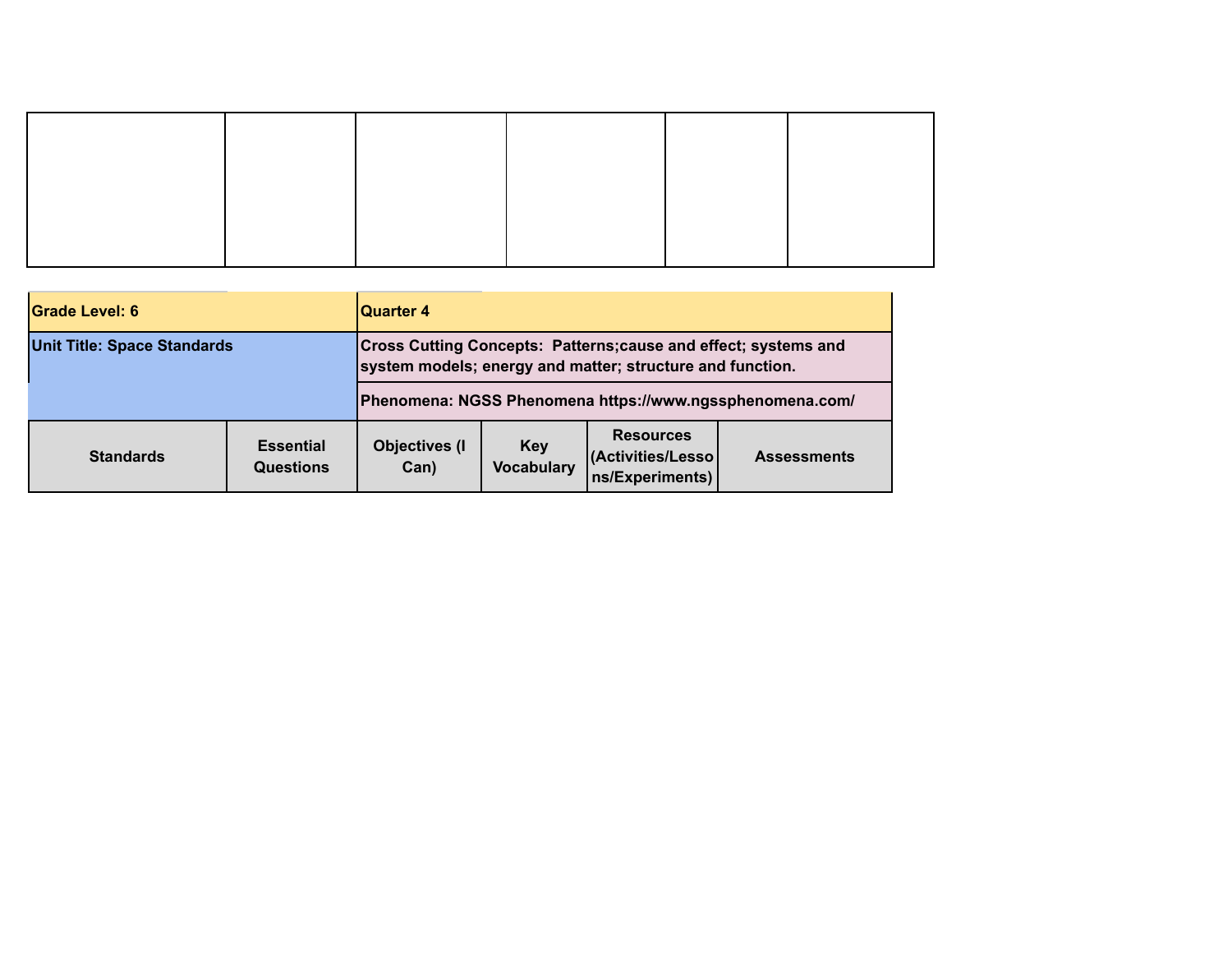| | | | | | |
|---|---|---|---|---|---|
| | | | | | |

| Grade Level: 6 | | Quarter 4 | | | |
|---|---|---|---|---|---|
| **Unit Title: Space Standards** | | **Cross Cutting Concepts: Patterns;cause and effect; systems and system models; energy and matter; structure and function.** | | | |
| | | **Phenomena: NGSS Phenomena https://www.ngssphenomena.com/** | | | |
| **Standards** | **Essential Questions** | **Objectives (I Can)** | **Key Vocabulary** | **Resources (Activities/Lessons/Experiments)** | **Assessments** |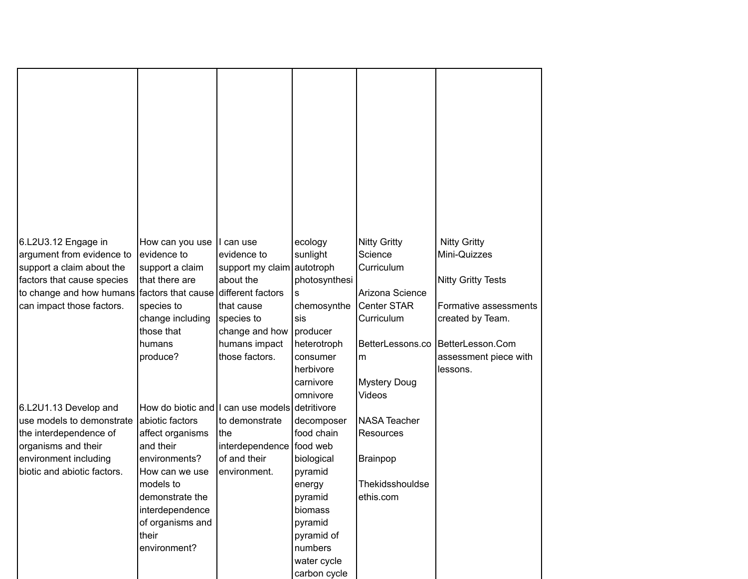| | | | | | |
|---|---|---|---|---|---|
| 6.L2U3.12 Engage in argument from evidence to support a claim about the factors that cause species to change and how humans can impact those factors.<br><br>6.L2U1.13 Develop and use models to demonstrate the interdependence of organisms and their environment including biotic and abiotic factors. | How can you use evidence to support a claim that there are factors that cause species to change including those that humans produce?<br><br>How do biotic and abiotic factors affect organisms and their environments? How can we use models to demonstrate the interdependence of organisms and their environment? | I can use evidence to support my claim about the different factors that cause species to change and how humans impact those factors.<br><br>I can use models to demonstrate the interdependence of and their environment. | ecology<br>sunlight<br>autotroph<br>photosynthesis<br>chemosynthesis<br>producer<br>heterotroph<br>consumer<br>herbivore<br>carnivore<br>omnivore<br>detritivore<br>decomposer<br>food chain<br>food web<br>biological pyramid<br>energy pyramid<br>biomass pyramid<br>pyramid of numbers<br>water cycle<br>carbon cycle | Nitty Gritty Science Curriculum<br><br>Arizona Science Center STAR Curriculum<br><br>BetterLessons.com<br><br>Mystery Doug Videos<br><br>NASA Teacher Resources<br><br>Brainpop<br><br>Thekidsshouldseethis.com | Nitty Gritty Mini-Quizzes<br><br>Nitty Gritty Tests<br><br>Formative assessments created by Team.<br><br>BetterLesson.Com assessment piece with lessons. |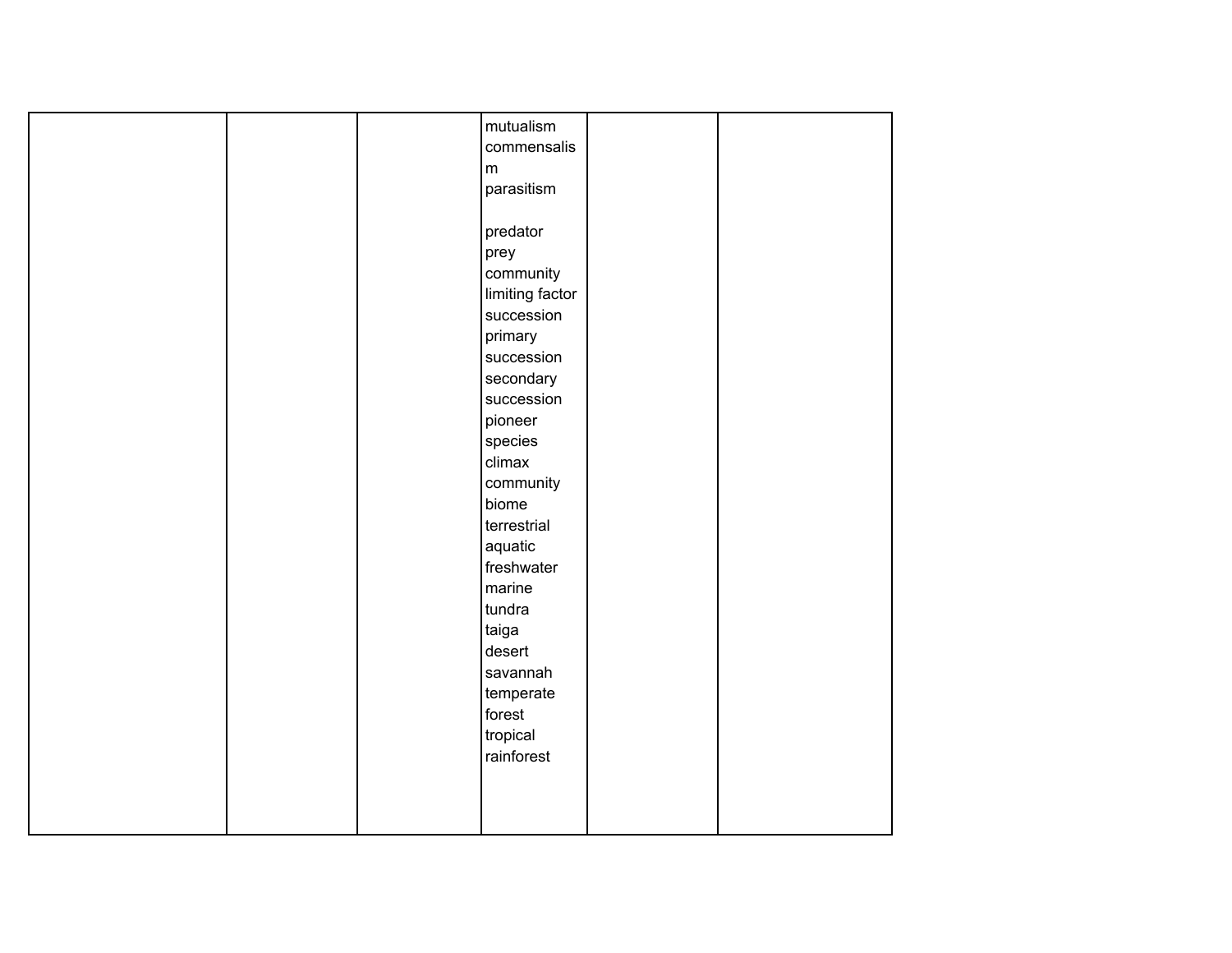| | | | | | |
|---|---|---|---|---|---|
| | | | mutualism<br>commensalism<br>parasitism<br><br>predator<br>prey<br>community<br>limiting factor<br>succession<br>primary succession<br>secondary succession<br>pioneer species<br>climax community<br>biome<br>terrestrial<br>aquatic<br>freshwater<br>marine<br>tundra<br>taiga<br>desert<br>savannah<br>temperate forest<br>tropical rainforest | | |